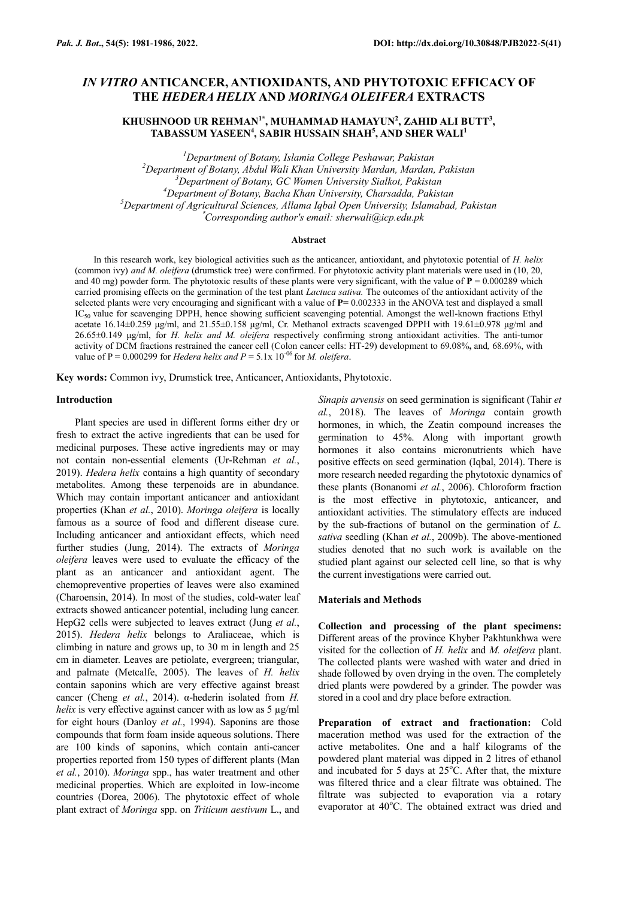# *IN VITRO* ANTICANCER, ANTIOXIDANTS, AND PHYTOTOXIC EFFICACY OF THE *HEDERA HELIX* AND *MORINGA OLEIFERA* EXTRACTS

**KHUSHNOOD UR REHMAN[1*], MUHAMMAD HAMAYUN[2], ZAHID ALI BUTT[3], TABASSUM YASEEN[4], SABIR HUSSAIN SHAH[5], AND SHER WALI[1]**

[1]*Department of Botany, Islamia College Peshawar, Pakistan*
[2]*Department of Botany, Abdul Wali Khan University Mardan, Mardan, Pakistan*
[3]*Department of Botany, GC Women University Sialkot, Pakistan*
[4]*Department of Botany, Bacha Khan University, Charsadda, Pakistan*
[5]*Department of Agricultural Sciences, Allama Iqbal Open University, Islamabad, Pakistan*
[*]*Corresponding author's email: sherwali@icp.edu.pk*

## Abstract

In this research work, key biological activities such as the anticancer, antioxidant, and phytotoxic potential of *H. helix* (common ivy) *and M. oleifera* (drumstick tree) were confirmed. For phytotoxic activity plant materials were used in (10, 20, and 40 mg) powder form. The phytotoxic results of these plants were very significant, with the value of **P** = 0.000289 which carried promising effects on the germination of the test plant *Lactuca sativa.* The outcomes of the antioxidant activity of the selected plants were very encouraging and significant with a value of **P=** 0.002333 in the ANOVA test and displayed a small $IC_{50}$ value for scavenging DPPH, hence showing sufficient scavenging potential. Amongst the well-known fractions Ethyl acetate 16.14±0.259 µg/ml, and 21.55±0.158 µg/ml, Cr. Methanol extracts scavenged DPPH with 19.61±0.978 µg/ml and 26.65±0.149 µg/ml, for *H. helix and M. oleifera* respectively confirming strong antioxidant activities. The anti-tumor activity of DCM fractions restrained the cancer cell (Colon cancer cells: HT-29) development to 69.08%**,** and*,* 68.69%, with value of P = 0.000299 for *Hedera helix and P* = 5.1x $10^{-06}$ for *M. oleifera*.

**Key words:** Common ivy, Drumstick tree, Anticancer, Antioxidants, Phytotoxic.

## Introduction

Plant species are used in different forms either dry or fresh to extract the active ingredients that can be used for medicinal purposes. These active ingredients may or may not contain non-essential elements (Ur-Rehman *et al.*, 2019). *Hedera helix* contains a high quantity of secondary metabolites. Among these terpenoids are in abundance. Which may contain important anticancer and antioxidant properties (Khan *et al.*, 2010). *Moringa oleifera* is locally famous as a source of food and different disease cure. Including anticancer and antioxidant effects, which need further studies (Jung, 2014). The extracts of *Moringa oleifera* leaves were used to evaluate the efficacy of the plant as an anticancer and antioxidant agent. The chemopreventive properties of leaves were also examined (Charoensin, 2014). In most of the studies, cold-water leaf extracts showed anticancer potential, including lung cancer. HepG2 cells were subjected to leaves extract (Jung *et al.*, 2015). *Hedera helix* belongs to Araliaceae, which is climbing in nature and grows up, to 30 m in length and 25 cm in diameter. Leaves are petiolate, evergreen; triangular, and palmate (Metcalfe, 2005). The leaves of *H. helix* contain saponins which are very effective against breast cancer (Cheng *et al.*, 2014). α-hederin isolated from *H. helix* is very effective against cancer with as low as 5 µg/ml for eight hours (Danloy *et al.*, 1994). Saponins are those compounds that form foam inside aqueous solutions. There are 100 kinds of saponins, which contain anti-cancer properties reported from 150 types of different plants (Man *et al.*, 2010). *Moringa* spp., has water treatment and other medicinal properties. Which are exploited in low-income countries (Dorea, 2006). The phytotoxic effect of whole plant extract of *Moringa* spp. on *Triticum aestivum* L., and *Sinapis arvensis* on seed germination is significant (Tahir *et al.*, 2018). The leaves of *Moringa* contain growth hormones, in which, the Zeatin compound increases the germination to 45%. Along with important growth hormones it also contains micronutrients which have positive effects on seed germination (Iqbal, 2014). There is more research needed regarding the phytotoxic dynamics of these plants (Bonanomi *et al.*, 2006). Chloroform fraction is the most effective in phytotoxic, anticancer, and antioxidant activities. The stimulatory effects are induced by the sub-fractions of butanol on the germination of *L. sativa* seedling (Khan *et al.*, 2009b). The above-mentioned studies denoted that no such work is available on the studied plant against our selected cell line, so that is why the current investigations were carried out.

## Materials and Methods

**Collection and processing of the plant specimens:** Different areas of the province Khyber Pakhtunkhwa were visited for the collection of *H. helix* and *M. oleifera* plant. The collected plants were washed with water and dried in shade followed by oven drying in the oven. The completely dried plants were powdered by a grinder. The powder was stored in a cool and dry place before extraction.

**Preparation of extract and fractionation:** Cold maceration method was used for the extraction of the active metabolites. One and a half kilograms of the powdered plant material was dipped in 2 litres of ethanol and incubated for 5 days at 25°C. After that, the mixture was filtered thrice and a clear filtrate was obtained. The filtrate was subjected to evaporation via a rotary evaporator at 40°C. The obtained extract was dried and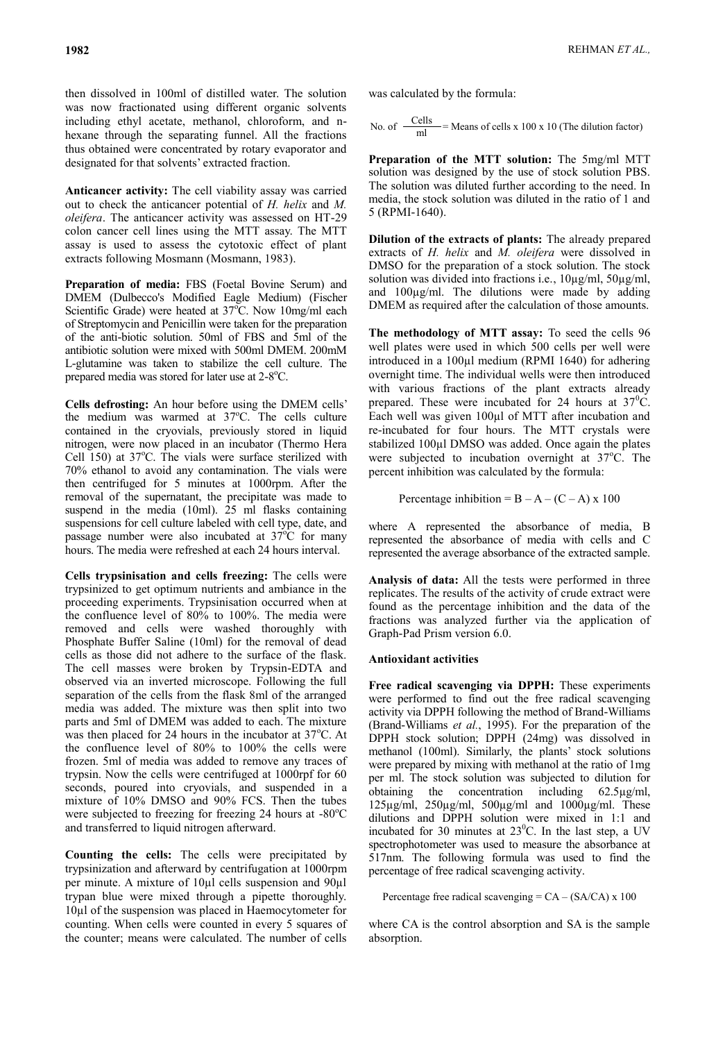then dissolved in 100ml of distilled water. The solution was now fractionated using different organic solvents including ethyl acetate, methanol, chloroform, and n-hexane through the separating funnel. All the fractions thus obtained were concentrated by rotary evaporator and designated for that solvents' extracted fraction.

**Anticancer activity:** The cell viability assay was carried out to check the anticancer potential of *H. helix* and *M. oleifera*. The anticancer activity was assessed on HT-29 colon cancer cell lines using the MTT assay. The MTT assay is used to assess the cytotoxic effect of plant extracts following Mosmann (Mosmann, 1983).

**Preparation of media:** FBS (Foetal Bovine Serum) and DMEM (Dulbecco's Modified Eagle Medium) (Fischer Scientific Grade) were heated at 37°C. Now 10mg/ml each of Streptomycin and Penicillin were taken for the preparation of the anti-biotic solution. 50ml of FBS and 5ml of the antibiotic solution were mixed with 500ml DMEM. 200mM L-glutamine was taken to stabilize the cell culture. The prepared media was stored for later use at 2-8°C.

**Cells defrosting:** An hour before using the DMEM cells' the medium was warmed at 37°C. The cells culture contained in the cryovials, previously stored in liquid nitrogen, were now placed in an incubator (Thermo Hera Cell 150) at 37°C. The vials were surface sterilized with 70% ethanol to avoid any contamination. The vials were then centrifuged for 5 minutes at 1000rpm. After the removal of the supernatant, the precipitate was made to suspend in the media (10ml). 25 ml flasks containing suspensions for cell culture labeled with cell type, date, and passage number were also incubated at 37°C for many hours. The media were refreshed at each 24 hours interval.

**Cells trypsinisation and cells freezing:** The cells were trypsinized to get optimum nutrients and ambiance in the proceeding experiments. Trypsinisation occurred when at the confluence level of 80% to 100%. The media were removed and cells were washed thoroughly with Phosphate Buffer Saline (10ml) for the removal of dead cells as those did not adhere to the surface of the flask. The cell masses were broken by Trypsin-EDTA and observed via an inverted microscope. Following the full separation of the cells from the flask 8ml of the arranged media was added. The mixture was then split into two parts and 5ml of DMEM was added to each. The mixture was then placed for 24 hours in the incubator at 37°C. At the confluence level of 80% to 100% the cells were frozen. 5ml of media was added to remove any traces of trypsin. Now the cells were centrifuged at 1000rpf for 60 seconds, poured into cryovials, and suspended in a mixture of 10% DMSO and 90% FCS. Then the tubes were subjected to freezing for freezing 24 hours at -80°C and transferred to liquid nitrogen afterward.

**Counting the cells:** The cells were precipitated by trypsinization and afterward by centrifugation at 1000rpm per minute. A mixture of 10µl cells suspension and 90µl trypan blue were mixed through a pipette thoroughly. 10µl of the suspension was placed in Haemocytometer for counting. When cells were counted in every 5 squares of the counter; means were calculated. The number of cells was calculated by the formula:

$$\text{No. of } \frac{\text{Cells}}{\text{ml}} = \text{Means of cells x 100 x 10 (The dilution factor)}$$

**Preparation of the MTT solution:** The 5mg/ml MTT solution was designed by the use of stock solution PBS. The solution was diluted further according to the need. In media, the stock solution was diluted in the ratio of 1 and 5 (RPMI-1640).

**Dilution of the extracts of plants:** The already prepared extracts of *H. helix* and *M. oleifera* were dissolved in DMSO for the preparation of a stock solution. The stock solution was divided into fractions i.e., 10µg/ml, 50µg/ml, and 100µg/ml. The dilutions were made by adding DMEM as required after the calculation of those amounts.

**The methodology of MTT assay:** To seed the cells 96 well plates were used in which 500 cells per well were introduced in a 100µl medium (RPMI 1640) for adhering overnight time. The individual wells were then introduced with various fractions of the plant extracts already prepared. These were incubated for 24 hours at 37°C. Each well was given 100µl of MTT after incubation and re-incubated for four hours. The MTT crystals were stabilized 100µl DMSO was added. Once again the plates were subjected to incubation overnight at 37°C. The percent inhibition was calculated by the formula:

$$\text{Percentage inhibition} = B - A - (C - A) \times 100$$

where A represented the absorbance of media, B represented the absorbance of media with cells and C represented the average absorbance of the extracted sample.

**Analysis of data:** All the tests were performed in three replicates. The results of the activity of crude extract were found as the percentage inhibition and the data of the fractions was analyzed further via the application of Graph-Pad Prism version 6.0.

### Antioxidant activities

**Free radical scavenging via DPPH:** These experiments were performed to find out the free radical scavenging activity via DPPH following the method of Brand-Williams (Brand-Williams *et al.*, 1995). For the preparation of the DPPH stock solution; DPPH (24mg) was dissolved in methanol (100ml). Similarly, the plants' stock solutions were prepared by mixing with methanol at the ratio of 1mg per ml. The stock solution was subjected to dilution for obtaining the concentration including 62.5µg/ml, 125µg/ml, 250µg/ml, 500µg/ml and 1000µg/ml. These dilutions and DPPH solution were mixed in 1:1 and incubated for 30 minutes at 23°C. In the last step, a UV spectrophotometer was used to measure the absorbance at 517nm. The following formula was used to find the percentage of free radical scavenging activity.

$$\text{Percentage free radical scavenging} = CA - (SA/CA) \times 100$$

where CA is the control absorption and SA is the sample absorption.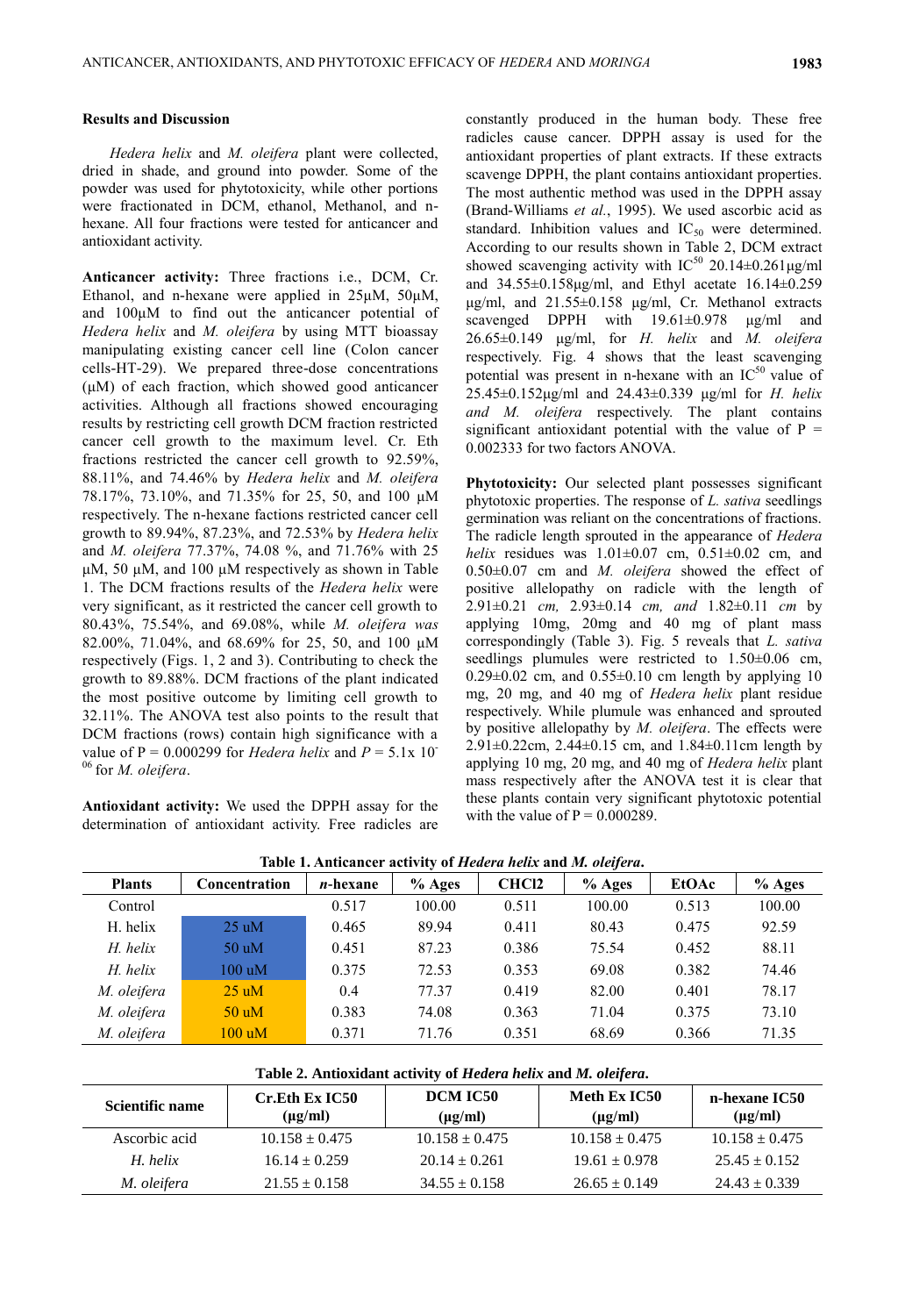## Results and Discussion

*Hedera helix* and *M. oleifera* plant were collected, dried in shade, and ground into powder. Some of the powder was used for phytotoxicity, while other portions were fractionated in DCM, ethanol, Methanol, and n-hexane. All four fractions were tested for anticancer and antioxidant activity.

**Anticancer activity:** Three fractions i.e., DCM, Cr. Ethanol, and n-hexane were applied in 25µM, 50µM, and 100µM to find out the anticancer potential of *Hedera helix* and *M. oleifera* by using MTT bioassay manipulating existing cancer cell line (Colon cancer cells-HT-29). We prepared three-dose concentrations (µM) of each fraction, which showed good anticancer activities. Although all fractions showed encouraging results by restricting cell growth DCM fraction restricted cancer cell growth to the maximum level. Cr. Eth fractions restricted the cancer cell growth to 92.59%, 88.11%, and 74.46% by *Hedera helix* and *M. oleifera* 78.17%, 73.10%, and 71.35% for 25, 50, and 100 µM respectively. The n-hexane factions restricted cancer cell growth to 89.94%, 87.23%, and 72.53% by *Hedera helix* and *M. oleifera* 77.37%, 74.08 %, and 71.76% with 25 µM, 50 µM, and 100 µM respectively as shown in Table 1. The DCM fractions results of the *Hedera helix* were very significant, as it restricted the cancer cell growth to 80.43%, 75.54%, and 69.08%, while *M. oleifera was* 82.00%, 71.04%, and 68.69% for 25, 50, and 100 µM respectively (Figs. 1, 2 and 3). Contributing to check the growth to 89.88%. DCM fractions of the plant indicated the most positive outcome by limiting cell growth to 32.11%. The ANOVA test also points to the result that DCM fractions (rows) contain high significance with a value of P = 0.000299 for *Hedera helix* and $P = 5.1\text{x}\ 10^{-06}$ for *M. oleifera*.

**Antioxidant activity:** We used the DPPH assay for the determination of antioxidant activity. Free radicals are constantly produced in the human body. These free radicals cause cancer. DPPH assay is used for the antioxidant properties of plant extracts. If these extracts scavenge DPPH, the plant contains antioxidant properties. The most authentic method was used in the DPPH assay (Brand-Williams *et al.*, 1995). We used ascorbic acid as standard. Inhibition values and $IC_{50}$ were determined. According to our results shown in Table 2, DCM extract showed scavenging activity with $IC^{50}$ 20.14±0.261µg/ml and 34.55±0.158µg/ml, and Ethyl acetate 16.14±0.259 µg/ml, and 21.55±0.158 µg/ml, Cr. Methanol extracts scavenged DPPH with 19.61±0.978 µg/ml and 26.65±0.149 µg/ml, for *H. helix* and *M. oleifera* respectively. Fig. 4 shows that the least scavenging potential was present in n-hexane with an $IC^{50}$ value of 25.45±0.152µg/ml and 24.43±0.339 µg/ml for *H. helix and M. oleifera* respectively. The plant contains significant antioxidant potential with the value of P = 0.002333 for two factors ANOVA.

**Phytotoxicity:** Our selected plant possesses significant phytotoxic properties. The response of *L. sativa* seedlings germination was reliant on the concentrations of fractions. The radicle length sprouted in the appearance of *Hedera helix* residues was 1.01±0.07 cm, 0.51±0.02 cm, and 0.50±0.07 cm and *M. oleifera* showed the effect of positive allelopathy on radicle with the length of 2.91±0.21 *cm,* 2.93±0.14 *cm, and* 1.82±0.11 *cm* by applying 10mg, 20mg and 40 mg of plant mass correspondingly (Table 3). Fig. 5 reveals that *L. sativa* seedlings plumules were restricted to 1.50±0.06 cm, 0.29±0.02 cm, and 0.55±0.10 cm length by applying 10 mg, 20 mg, and 40 mg of *Hedera helix* plant residue respectively. While plumule was enhanced and sprouted by positive allelopathy by *M. oleifera*. The effects were 2.91±0.22cm, 2.44±0.15 cm, and 1.84±0.11cm length by applying 10 mg, 20 mg, and 40 mg of *Hedera helix* plant mass respectively after the ANOVA test it is clear that these plants contain very significant phytotoxic potential with the value of P = 0.000289.

**Table 1. Anticancer activity of *Hedera helix* and *M. oleifera*.**

| Plants | Concentration | *n*-hexane | % Ages | CHCl2 | % Ages | EtOAc | % Ages |
|---|---|---|---|---|---|---|---|
| Control | | 0.517 | 100.00 | 0.511 | 100.00 | 0.513 | 100.00 |
| H. helix | 25 uM | 0.465 | 89.94 | 0.411 | 80.43 | 0.475 | 92.59 |
| *H. helix* | 50 uM | 0.451 | 87.23 | 0.386 | 75.54 | 0.452 | 88.11 |
| *H. helix* | 100 uM | 0.375 | 72.53 | 0.353 | 69.08 | 0.382 | 74.46 |
| *M. oleifera* | 25 uM | 0.4 | 77.37 | 0.419 | 82.00 | 0.401 | 78.17 |
| *M. oleifera* | 50 uM | 0.383 | 74.08 | 0.363 | 71.04 | 0.375 | 73.10 |
| *M. oleifera* | 100 uM | 0.371 | 71.76 | 0.351 | 68.69 | 0.366 | 71.35 |

**Table 2. Antioxidant activity of *Hedera helix* and *M. oleifera*.**

| Scientific name | Cr.Eth Ex IC50 (µg/ml) | DCM IC50 (µg/ml) | Meth Ex IC50 (µg/ml) | n-hexane IC50 (µg/ml) |
|---|---|---|---|---|
| Ascorbic acid | 10.158 ± 0.475 | 10.158 ± 0.475 | 10.158 ± 0.475 | 10.158 ± 0.475 |
| *H. helix* | 16.14 ± 0.259 | 20.14 ± 0.261 | 19.61 ± 0.978 | 25.45 ± 0.152 |
| *M. oleifera* | 21.55 ± 0.158 | 34.55 ± 0.158 | 26.65 ± 0.149 | 24.43 ± 0.339 |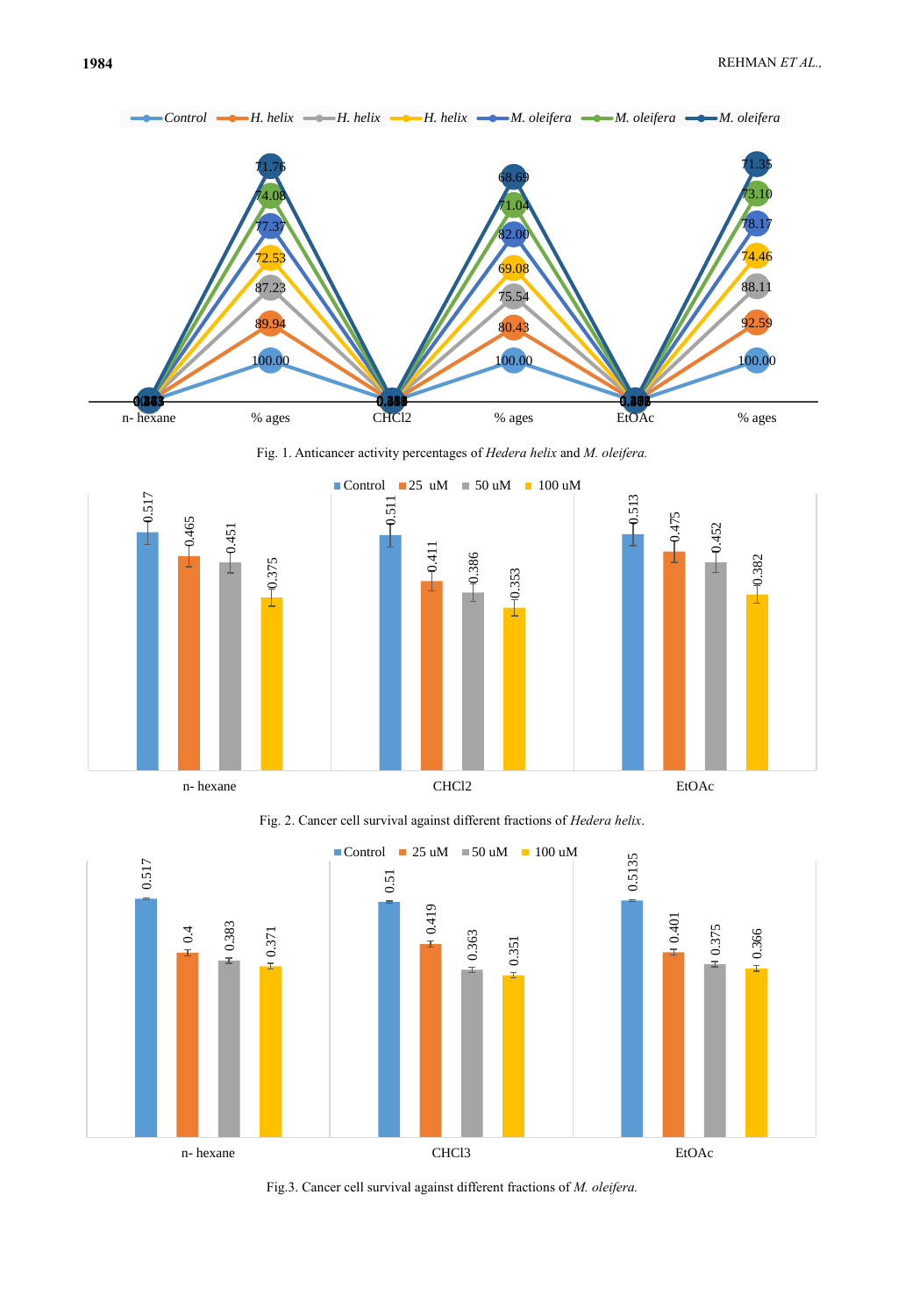Fig. 1. Anticancer activity percentages of *Hedera helix* and *M. oleifera.*

Fig. 2. Cancer cell survival against different fractions of *Hedera helix*.

Fig.3. Cancer cell survival against different fractions of *M. oleifera.*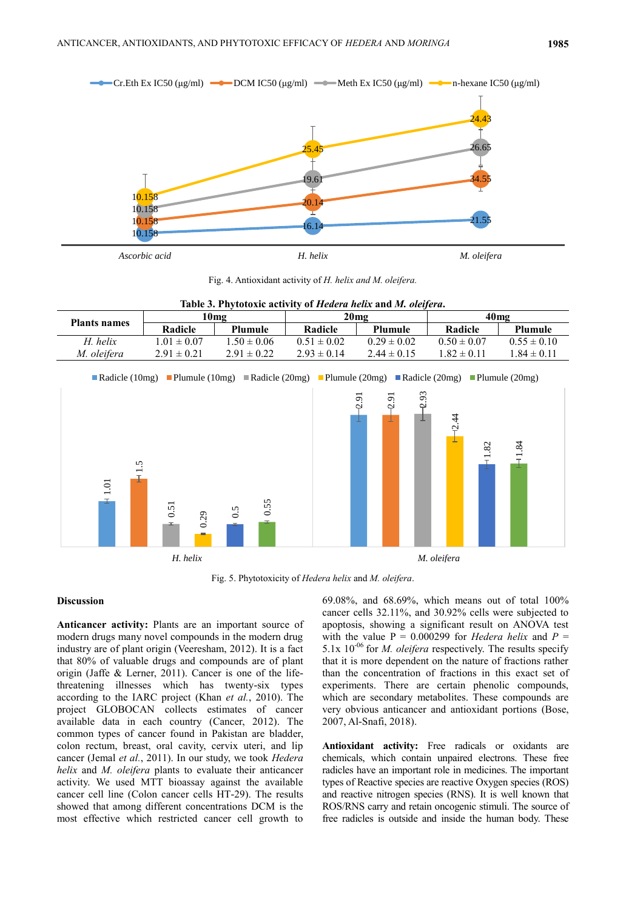Fig. 4. Antioxidant activity of *H. helix and M. oleifera.*

**Table 3. Phytotoxic activity of *Hedera helix* and *M. oleifera*.**

| Plants names | 10mg | | 20mg | | 40mg | |
|---|---|---|---|---|---|---|
| | Radicle | Plumule | Radicle | Plumule | Radicle | Plumule |
| *H. helix* | 1.01 ± 0.07 | 1.50 ± 0.06 | 0.51 ± 0.02 | 0.29 ± 0.02 | 0.50 ± 0.07 | 0.55 ± 0.10 |
| *M. oleifera* | 2.91 ± 0.21 | 2.91 ± 0.22 | 2.93 ± 0.14 | 2.44 ± 0.15 | 1.82 ± 0.11 | 1.84 ± 0.11 |

Fig. 5. Phytotoxicity of *Hedera helix* and *M. oleifera*.

## Discussion

**Anticancer activity:** Plants are an important source of modern drugs many novel compounds in the modern drug industry are of plant origin (Veeresham, 2012). It is a fact that 80% of valuable drugs and compounds are of plant origin (Jaffe & Lerner, 2011). Cancer is one of the life-threatening illnesses which has twenty-six types according to the IARC project (Khan *et al.*, 2010). The project GLOBOCAN collects estimates of cancer available data in each country (Cancer, 2012). The common types of cancer found in Pakistan are bladder, colon rectum, breast, oral cavity, cervix uteri, and lip cancer (Jemal *et al.*, 2011). In our study, we took *Hedera helix* and *M. oleifera* plants to evaluate their anticancer activity. We used MTT bioassay against the available cancer cell line (Colon cancer cells HT-29). The results showed that among different concentrations DCM is the most effective which restricted cancer cell growth to 69.08%, and 68.69%, which means out of total 100% cancer cells 32.11%, and 30.92% cells were subjected to apoptosis, showing a significant result on ANOVA test with the value P = 0.000299 for *Hedera helix* and *P* = 5.1x $10^{-06}$ for *M. oleifera* respectively. The results specify that it is more dependent on the nature of fractions rather than the concentration of fractions in this exact set of experiments. There are certain phenolic compounds, which are secondary metabolites. These compounds are very obvious anticancer and antioxidant portions (Bose, 2007, Al-Snafi, 2018).

**Antioxidant activity:** Free radicals or oxidants are chemicals, which contain unpaired electrons. These free radicles have an important role in medicines. The important types of Reactive species are reactive Oxygen species (ROS) and reactive nitrogen species (RNS). It is well known that ROS/RNS carry and retain oncogenic stimuli. The source of free radicles is outside and inside the human body. These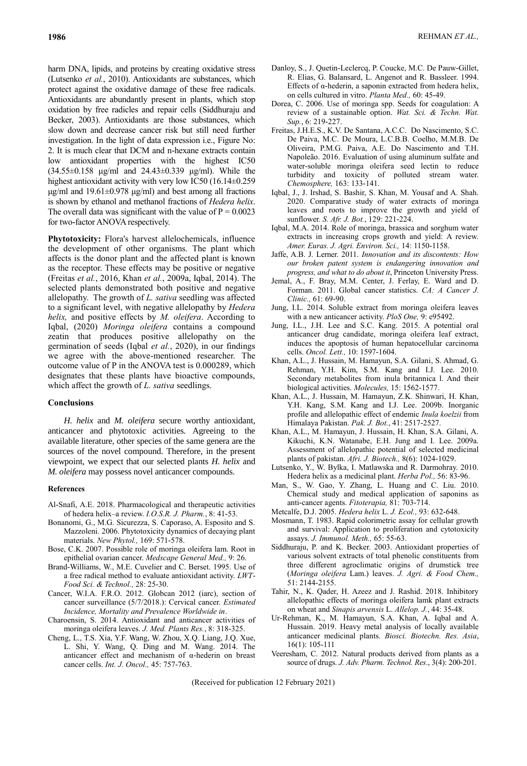harm DNA, lipids, and proteins by creating oxidative stress (Lutsenko *et al.*, 2010). Antioxidants are substances, which protect against the oxidative damage of these free radicals. Antioxidants are abundantly present in plants, which stop oxidation by free radicles and repair cells (Siddhuraju and Becker, 2003). Antioxidants are those substances, which slow down and decrease cancer risk but still need further investigation. In the light of data expression i.e., Figure No: 2. It is much clear that DCM and n-hexane extracts contain low antioxidant properties with the highest IC50 (34.55±0.158 µg/ml and 24.43±0.339 µg/ml). While the highest antioxidant activity with very low IC50 (16.14±0.259 µg/ml and 19.61±0.978 µg/ml) and best among all fractions is shown by ethanol and methanol fractions of *Hedera helix*. The overall data was significant with the value of $P = 0.0023$ for two-factor ANOVA respectively.

**Phytotoxicity:** Flora's harvest allelochemicals, influence the development of other organisms. The plant which affects is the donor plant and the affected plant is known as the receptor. These effects may be positive or negative (Freitas *et al.*, 2016, Khan *et al.*, 2009a, Iqbal, 2014). The selected plants demonstrated both positive and negative allelopathy. The growth of *L. sativa* seedling was affected to a significant level, with negative allelopathy by *Hedera helix,* and positive effects by *M. oleifera*. According to Iqbal, (2020) *Moringa oleifera* contains a compound zeatin that produces positive allelopathy on the germination of seeds (Iqbal *et al.*, 2020), in our findings we agree with the above-mentioned researcher. The outcome value of P in the ANOVA test is 0.000289, which designates that these plants have bioactive compounds, which affect the growth of *L. sativa* seedlings.

## Conclusions

*H. helix* and *M. oleifera* secure worthy antioxidant, anticancer and phytotoxic activities. Agreeing to the available literature, other species of the same genera are the sources of the novel compound. Therefore, in the present viewpoint, we expect that our selected plants *H. helix* and *M. oleifera* may possess novel anticancer compounds.

## References

Al-Snafi, A.E. 2018. Pharmacological and therapeutic activities of hedera helix–a review. *I.O.S.R. J. Pharm.*, 8: 41-53.

Bonanomi, G., M.G. Sicurezza, S. Caporaso, A. Esposito and S. Mazzoleni. 2006. Phytotoxicity dynamics of decaying plant materials. *New Phytol.,* 169: 571-578.

Bose, C.K. 2007. Possible role of moringa oleifera lam. Root in epithelial ovarian cancer. *Medscape General Med.,* 9: 26.

Brand-Williams, W., M.E. Cuvelier and C. Berset. 1995. Use of a free radical method to evaluate antioxidant activity. *LWT-Food Sci. & Technol.,* 28: 25-30.

Cancer, W.I.A. F.R.O. 2012. Globcan 2012 (iarc), section of cancer surveillance (5/7/2018.): Cervical cancer. *Estimated Incidence, Mortality and Prevalence Worldwide in*.

Charoensin, S. 2014. Antioxidant and anticancer activities of moringa oleifera leaves. *J. Med. Plants Res.*, 8: 318-325.

Cheng, L., T.S. Xia, Y.F. Wang, W. Zhou, X.Q. Liang, J.Q. Xue, L. Shi, Y. Wang, Q. Ding and M. Wang. 2014. The anticancer effect and mechanism of α-hederin on breast cancer cells. *Int. J. Oncol.,* 45: 757-763.

Danloy, S., J. Quetin-Leclercq, P. Coucke, M.C. De Pauw-Gillet, R. Elias, G. Balansard, L. Angenot and R. Bassleer. 1994. Effects of α-hederin, a saponin extracted from hedera helix, on cells cultured in vitro. *Planta Med.,* 60: 45-49.

Dorea, C. 2006. Use of moringa spp. Seeds for coagulation: A review of a sustainable option. *Wat. Sci. & Techn. Wat. Sup.*, 6: 219-227.

Freitas, J.H.E.S., K.V. De Santana, A.C.C. Do Nascimento, S.C. De Paiva, M.C. De Moura, L.C.B.B. Coelho, M.M.B. De Oliveira, P.M.G. Paiva, A.E. Do Nascimento and T.H. Napoleão. 2016. Evaluation of using aluminum sulfate and water-soluble moringa oleifera seed lectin to reduce turbidity and toxicity of polluted stream water. *Chemosphere,* 163: 133-141.

Iqbal, J., J. Irshad, S. Bashir, S. Khan, M. Yousaf and A. Shah. 2020. Comparative study of water extracts of moringa leaves and roots to improve the growth and yield of sunflower. *S. Afr. J. Bot.*, 129: 221-224.

Iqbal, M.A. 2014. Role of moringa, brassica and sorghum water extracts in increasing crops growth and yield: A review. *Amer. Euras. J. Agri. Environ. Sci.,* 14: 1150-1158.

Jaffe, A.B. J. Lerner. 2011. *Innovation and its discontents: How our broken patent system is endangering innovation and progress, and what to do about it*, Princeton University Press.

Jemal, A., F. Bray, M.M. Center, J. Ferlay, E. Ward and D. Forman. 2011. Global cancer statistics. *CA: A Cancer J. Clinic.,* 61: 69-90.

Jung, I.L. 2014. Soluble extract from moringa oleifera leaves with a new anticancer activity. *PloS One,* 9: e95492.

Jung, I.L., J.H. Lee and S.C. Kang. 2015. A potential oral anticancer drug candidate, moringa oleifera leaf extract, induces the apoptosis of human hepatocellular carcinoma cells. *Oncol. Lett.,* 10: 1597-1604.

Khan, A.L., J. Hussain, M. Hamayun, S.A. Gilani, S. Ahmad, G. Rehman, Y.H. Kim, S.M. Kang and I.J. Lee. 2010. Secondary metabolites from inula britannica l. And their biological activities. *Molecules,* 15: 1562-1577.

Khan, A.L., J. Hussain, M. Hamayun, Z.K. Shinwari, H. Khan, Y.H. Kang, S.M. Kang and I.J. Lee. 2009b. Inorganic profile and allelopathic effect of endemic *Inula koelzii* from Himalaya Pakistan. *Pak. J. Bot.*, 41: 2517-2527.

Khan, A.L., M. Hamayun, J. Hussain, H. Khan, S.A. Gilani, A. Kikuchi, K.N. Watanabe, E.H. Jung and I. Lee. 2009a. Assessment of allelopathic potential of selected medicinal plants of pakistan. *Afri. J. Biotech.,* 8(6): 1024-1029.

Lutsenko, Y., W. Bylka, I. Matlawska and R. Darmohray. 2010. Hedera helix as a medicinal plant. *Herba Pol.,* 56: 83-96.

Man, S., W. Gao, Y. Zhang, L. Huang and C. Liu. 2010. Chemical study and medical application of saponins as anti-cancer agents. *Fitoterapia,* 81: 703-714.

Metcalfe, D.J. 2005. *Hedera helix* L. *J. Ecol.,* 93: 632-648.

Mosmann, T. 1983. Rapid colorimetric assay for cellular growth and survival: Application to proliferation and cytotoxicity assays. *J. Immunol. Meth.,* 65: 55-63.

Siddhuraju, P. and K. Becker. 2003. Antioxidant properties of various solvent extracts of total phenolic constituents from three different agroclimatic origins of drumstick tree (*Moringa oleifera* Lam.) leaves. *J. Agri. & Food Chem.,* 51: 2144-2155.

Tahir, N., K. Qader, H. Azeez and J. Rashid. 2018. Inhibitory allelopathic effects of moringa oleifera lamk plant extracts on wheat and *Sinapis arvensis* L. *Allelop. J.*, 44: 35-48.

Ur-Rehman, K., M. Hamayun, S.A. Khan, A. Iqbal and A. Hussain. 2019. Heavy metal analysis of locally available anticancer medicinal plants. *Biosci. Biotechn. Res. Asia*, 16(1): 105-111

Veeresham, C. 2012. Natural products derived from plants as a source of drugs. *J. Adv. Pharm. Technol. Res*., 3(4): 200-201.

(Received for publication 12 February 2021)